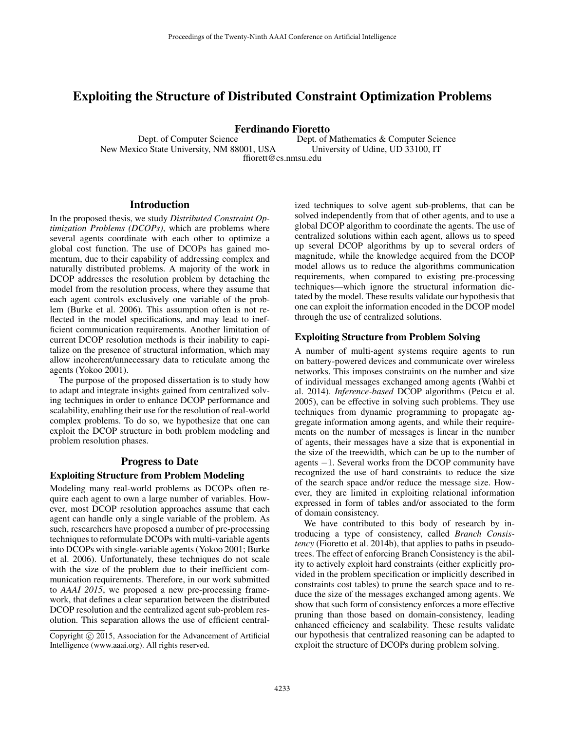# Exploiting the Structure of Distributed Constraint Optimization Problems

**Ferdinando Fioretto**

Dept. of Computer Science
New Mexico State University, NM 88001, USA

Dept. of Mathematics & Computer Science
University of Udine, UD 33100, IT

ffiorett@cs.nmsu.edu

## Introduction

In the proposed thesis, we study *Distributed Constraint Optimization Problems (DCOPs)*, which are problems where several agents coordinate with each other to optimize a global cost function. The use of DCOPs has gained momentum, due to their capability of addressing complex and naturally distributed problems. A majority of the work in DCOP addresses the resolution problem by detaching the model from the resolution process, where they assume that each agent controls exclusively one variable of the problem (Burke et al. 2006). This assumption often is not reflected in the model specifications, and may lead to inefficient communication requirements. Another limitation of current DCOP resolution methods is their inability to capitalize on the presence of structural information, which may allow incoherent/unnecessary data to reticulate among the agents (Yokoo 2001).

The purpose of the proposed dissertation is to study how to adapt and integrate insights gained from centralized solving techniques in order to enhance DCOP performance and scalability, enabling their use for the resolution of real-world complex problems. To do so, we hypothesize that one can exploit the DCOP structure in both problem modeling and problem resolution phases.

## Progress to Date

### Exploiting Structure from Problem Modeling

Modeling many real-world problems as DCOPs often require each agent to own a large number of variables. However, most DCOP resolution approaches assume that each agent can handle only a single variable of the problem. As such, researchers have proposed a number of pre-processing techniques to reformulate DCOPs with multi-variable agents into DCOPs with single-variable agents (Yokoo 2001; Burke et al. 2006). Unfortunately, these techniques do not scale with the size of the problem due to their inefficient communication requirements. Therefore, in our work submitted to *AAAI 2015*, we proposed a new pre-processing framework, that defines a clear separation between the distributed DCOP resolution and the centralized agent sub-problem resolution. This separation allows the use of efficient centralized techniques to solve agent sub-problems, that can be solved independently from that of other agents, and to use a global DCOP algorithm to coordinate the agents. The use of centralized solutions within each agent, allows us to speed up several DCOP algorithms by up to several orders of magnitude, while the knowledge acquired from the DCOP model allows us to reduce the algorithms communication requirements, when compared to existing pre-processing techniques—which ignore the structural information dictated by the model. These results validate our hypothesis that one can exploit the information encoded in the DCOP model through the use of centralized solutions.

### Exploiting Structure from Problem Solving

A number of multi-agent systems require agents to run on battery-powered devices and communicate over wireless networks. This imposes constraints on the number and size of individual messages exchanged among agents (Wahbi et al. 2014). *Inference-based* DCOP algorithms (Petcu et al. 2005), can be effective in solving such problems. They use techniques from dynamic programming to propagate aggregate information among agents, and while their requirements on the number of messages is linear in the number of agents, their messages have a size that is exponential in the size of the treewidth, which can be up to the number of agents $-1$. Several works from the DCOP community have recognized the use of hard constraints to reduce the size of the search space and/or reduce the message size. However, they are limited in exploiting relational information expressed in form of tables and/or associated to the form of domain consistency.

We have contributed to this body of research by introducing a type of consistency, called *Branch Consistency* (Fioretto et al. 2014b), that applies to paths in pseudotrees. The effect of enforcing Branch Consistency is the ability to actively exploit hard constraints (either explicitly provided in the problem specification or implicitly described in constraints cost tables) to prune the search space and to reduce the size of the messages exchanged among agents. We show that such form of consistency enforces a more effective pruning than those based on domain-consistency, leading enhanced efficiency and scalability. These results validate our hypothesis that centralized reasoning can be adapted to exploit the structure of DCOPs during problem solving.

Copyright © 2015, Association for the Advancement of Artificial Intelligence (www.aaai.org). All rights reserved.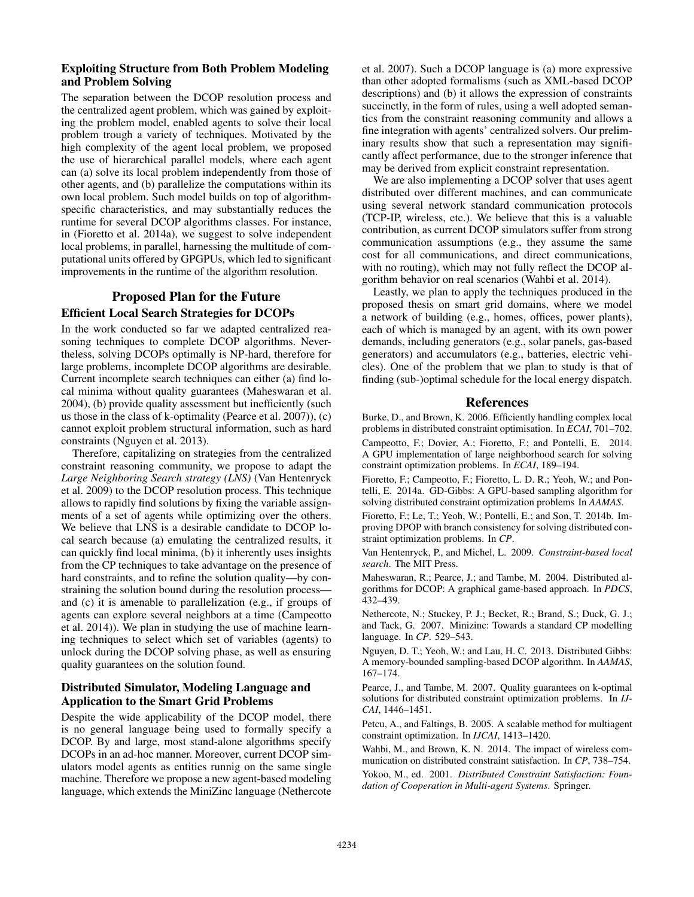### Exploiting Structure from Both Problem Modeling and Problem Solving

The separation between the DCOP resolution process and the centralized agent problem, which was gained by exploiting the problem model, enabled agents to solve their local problem trough a variety of techniques. Motivated by the high complexity of the agent local problem, we proposed the use of hierarchical parallel models, where each agent can (a) solve its local problem independently from those of other agents, and (b) parallelize the computations within its own local problem. Such model builds on top of algorithm-specific characteristics, and may substantially reduces the runtime for several DCOP algorithms classes. For instance, in (Fioretto et al. 2014a), we suggest to solve independent local problems, in parallel, harnessing the multitude of computational units offered by GPGPUs, which led to significant improvements in the runtime of the algorithm resolution.

## Proposed Plan for the Future

### Efficient Local Search Strategies for DCOPs

In the work conducted so far we adapted centralized reasoning techniques to complete DCOP algorithms. Nevertheless, solving DCOPs optimally is NP-hard, therefore for large problems, incomplete DCOP algorithms are desirable. Current incomplete search techniques can either (a) find local minima without quality guarantees (Maheswaran et al. 2004), (b) provide quality assessment but inefficiently (such us those in the class of k-optimality (Pearce et al. 2007)), (c) cannot exploit problem structural information, such as hard constraints (Nguyen et al. 2013).

Therefore, capitalizing on strategies from the centralized constraint reasoning community, we propose to adapt the *Large Neighboring Search strategy (LNS)* (Van Hentenryck et al. 2009) to the DCOP resolution process. This technique allows to rapidly find solutions by fixing the variable assignments of a set of agents while optimizing over the others. We believe that LNS is a desirable candidate to DCOP local search because (a) emulating the centralized results, it can quickly find local minima, (b) it inherently uses insights from the CP techniques to take advantage on the presence of hard constraints, and to refine the solution quality—by constraining the solution bound during the resolution process—and (c) it is amenable to parallelization (e.g., if groups of agents can explore several neighbors at a time (Campeotto et al. 2014)). We plan in studying the use of machine learning techniques to select which set of variables (agents) to unlock during the DCOP solving phase, as well as ensuring quality guarantees on the solution found.

### Distributed Simulator, Modeling Language and Application to the Smart Grid Problems

Despite the wide applicability of the DCOP model, there is no general language being used to formally specify a DCOP. By and large, most stand-alone algorithms specify DCOPs in an ad-hoc manner. Moreover, current DCOP simulators model agents as entities runnig on the same single machine. Therefore we propose a new agent-based modeling language, which extends the MiniZinc language (Nethercote et al. 2007). Such a DCOP language is (a) more expressive than other adopted formalisms (such as XML-based DCOP descriptions) and (b) it allows the expression of constraints succinctly, in the form of rules, using a well adopted semantics from the constraint reasoning community and allows a fine integration with agents' centralized solvers. Our preliminary results show that such a representation may significantly affect performance, due to the stronger inference that may be derived from explicit constraint representation.

We are also implementing a DCOP solver that uses agent distributed over different machines, and can communicate using several network standard communication protocols (TCP-IP, wireless, etc.). We believe that this is a valuable contribution, as current DCOP simulators suffer from strong communication assumptions (e.g., they assume the same cost for all communications, and direct communications, with no routing), which may not fully reflect the DCOP algorithm behavior on real scenarios (Wahbi et al. 2014).

Leastly, we plan to apply the techniques produced in the proposed thesis on smart grid domains, where we model a network of building (e.g., homes, offices, power plants), each of which is managed by an agent, with its own power demands, including generators (e.g., solar panels, gas-based generators) and accumulators (e.g., batteries, electric vehicles). One of the problem that we plan to study is that of finding (sub-)optimal schedule for the local energy dispatch.

## References

Burke, D., and Brown, K. 2006. Efficiently handling complex local problems in distributed constraint optimisation. In *ECAI*, 701–702.

Campeotto, F.; Dovier, A.; Fioretto, F.; and Pontelli, E. 2014. A GPU implementation of large neighborhood search for solving constraint optimization problems. In *ECAI*, 189–194.

Fioretto, F.; Campeotto, F.; Fioretto, L. D. R.; Yeoh, W.; and Pontelli, E. 2014a. GD-Gibbs: A GPU-based sampling algorithm for solving distributed constraint optimization problems In *AAMAS*.

Fioretto, F.; Le, T.; Yeoh, W.; Pontelli, E.; and Son, T. 2014b. Improving DPOP with branch consistency for solving distributed constraint optimization problems. In *CP*.

Van Hentenryck, P., and Michel, L. 2009. *Constraint-based local search*. The MIT Press.

Maheswaran, R.; Pearce, J.; and Tambe, M. 2004. Distributed algorithms for DCOP: A graphical game-based approach. In *PDCS*, 432–439.

Nethercote, N.; Stuckey, P. J.; Becket, R.; Brand, S.; Duck, G. J.; and Tack, G. 2007. Minizinc: Towards a standard CP modelling language. In *CP*. 529–543.

Nguyen, D. T.; Yeoh, W.; and Lau, H. C. 2013. Distributed Gibbs: A memory-bounded sampling-based DCOP algorithm. In *AAMAS*, 167–174.

Pearce, J., and Tambe, M. 2007. Quality guarantees on k-optimal solutions for distributed constraint optimization problems. In *IJCAI*, 1446–1451.

Petcu, A., and Faltings, B. 2005. A scalable method for multiagent constraint optimization. In *IJCAI*, 1413–1420.

Wahbi, M., and Brown, K. N. 2014. The impact of wireless communication on distributed constraint satisfaction. In *CP*, 738–754.

Yokoo, M., ed. 2001. *Distributed Constraint Satisfaction: Foundation of Cooperation in Multi-agent Systems*. Springer.